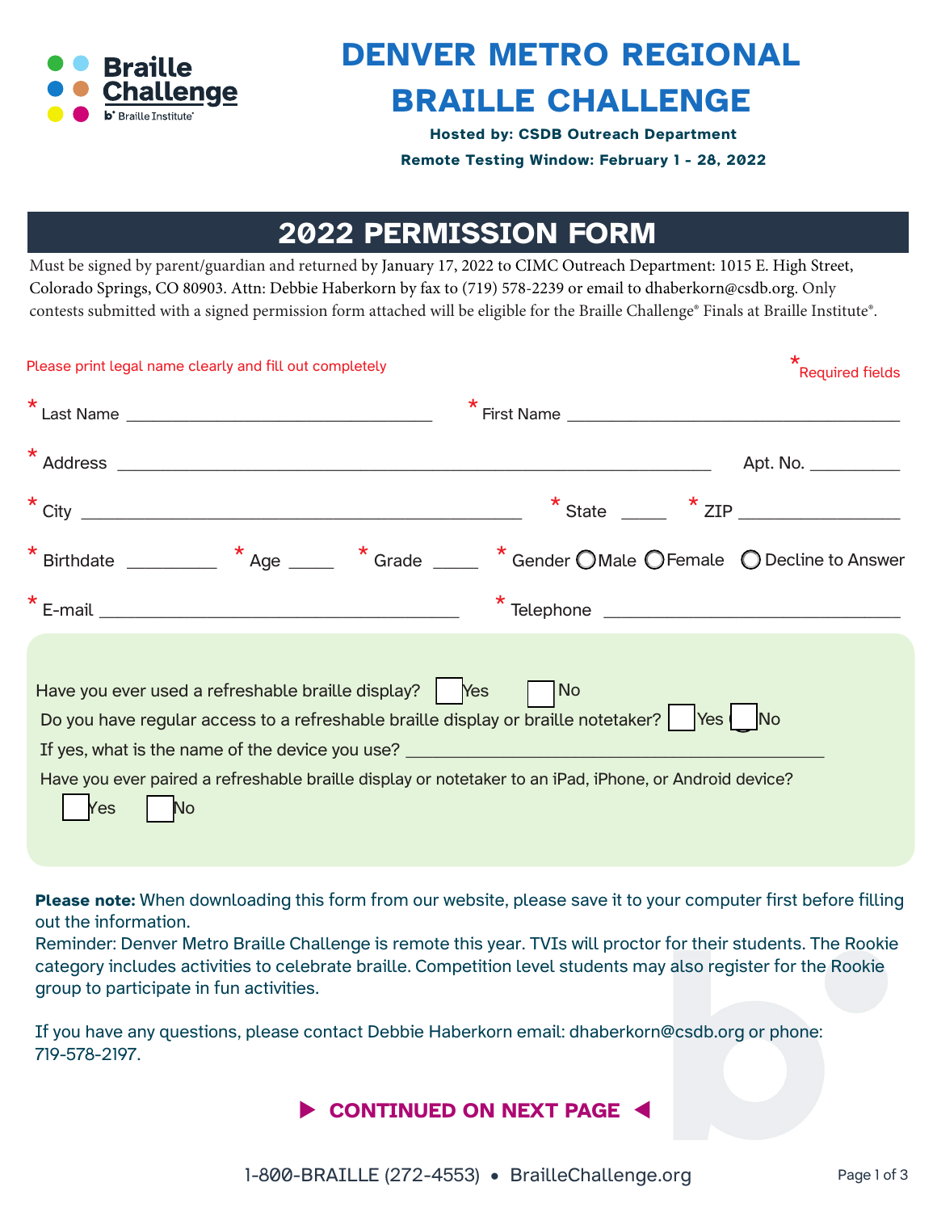Braille Challenge
Braille Institute

# DENVER METRO REGIONAL BRAILLE CHALLENGE

**Hosted by: CSDB Outreach Department**

**Remote Testing Window: February 1 - 28, 2022**

## 2022 PERMISSION FORM

Must be signed by parent/guardian and returned by January 17, 2022 to CIMC Outreach Department: 1015 E. High Street, Colorado Springs, CO 80903. Attn: Debbie Haberkorn by fax to (719) 578-2239 or email to dhaberkorn@csdb.org. Only contests submitted with a signed permission form attached will be eligible for the Braille Challenge® Finals at Braille Institute®.

Please print legal name clearly and fill out completely

* Required fields

* Last Name ______________________ * First Name ______________________

* Address ________________________________________ Apt. No. __________

* City ______________________ * State _____ * ZIP __________

* Birthdate __________ * Age _____ * Grade _____ * Gender ◯ Male ◯ Female ◯ Decline to Answer

* E-mail ______________________ * Telephone ______________________

Have you ever used a refreshable braille display? ☐ Yes ☐ No

Do you have regular access to a refreshable braille display or braille notetaker? ☐ Yes ☐ No

If yes, what is the name of the device you use? ______________________

Have you ever paired a refreshable braille display or notetaker to an iPad, iPhone, or Android device?

☐ Yes ☐ No

**Please note:** When downloading this form from our website, please save it to your computer first before filling out the information.

Reminder: Denver Metro Braille Challenge is remote this year. TVIs will proctor for their students. The Rookie category includes activities to celebrate braille. Competition level students may also register for the Rookie group to participate in fun activities.

If you have any questions, please contact Debbie Haberkorn email: dhaberkorn@csdb.org or phone: 719-578-2197.

▶ **CONTINUED ON NEXT PAGE** ◀

1-800-BRAILLE (272-4553) • BrailleChallenge.org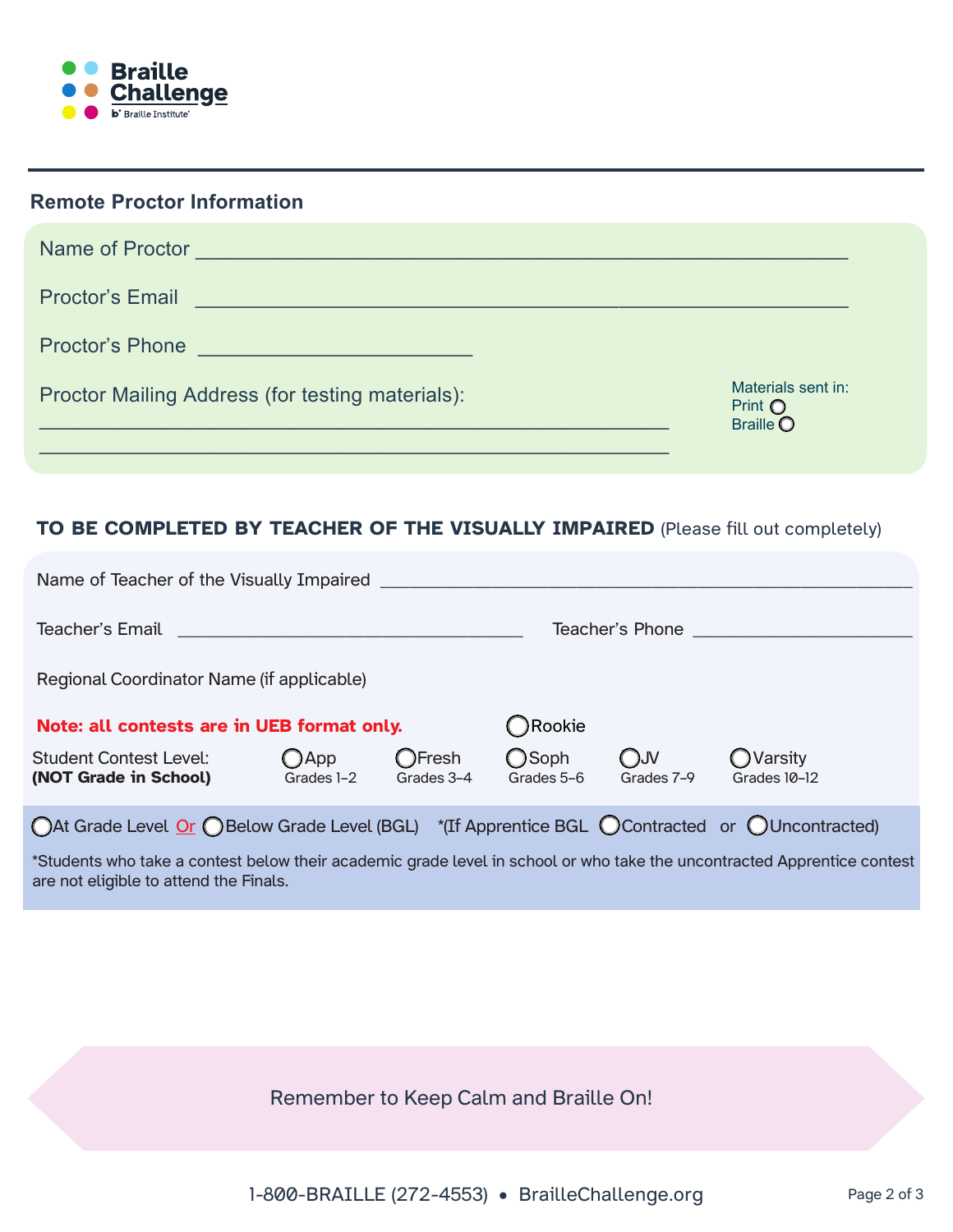Braille Challenge
Braille Institute

## Remote Proctor Information

Name of Proctor ______________________________________________

Proctor's Email ______________________________________________

Proctor's Phone ____________________

Proctor Mailing Address (for testing materials):

______________________________________________

______________________________________________

Materials sent in:
Print ○
Braille ○

## TO BE COMPLETED BY TEACHER OF THE VISUALLY IMPAIRED (Please fill out completely)

Name of Teacher of the Visually Impaired ______________________________________________

Teacher's Email ______________________________ Teacher's Phone ____________________

Regional Coordinator Name (if applicable)

**Note: all contests are in UEB format only.**

○ Rookie

Student Contest Level: **(NOT Grade in School)**

| ○ App | ○ Fresh | ○ Soph | ○ JV | ○ Varsity |
|---|---|---|---|---|
| Grades 1–2 | Grades 3–4 | Grades 5–6 | Grades 7–9 | Grades 10–12 |

○ At Grade Level Or ○ Below Grade Level (BGL) *(If Apprentice BGL ○ Contracted or ○ Uncontracted)

*Students who take a contest below their academic grade level in school or who take the uncontracted Apprentice contest are not eligible to attend the Finals.

Remember to Keep Calm and Braille On!

1-800-BRAILLE (272-4553) • BrailleChallenge.org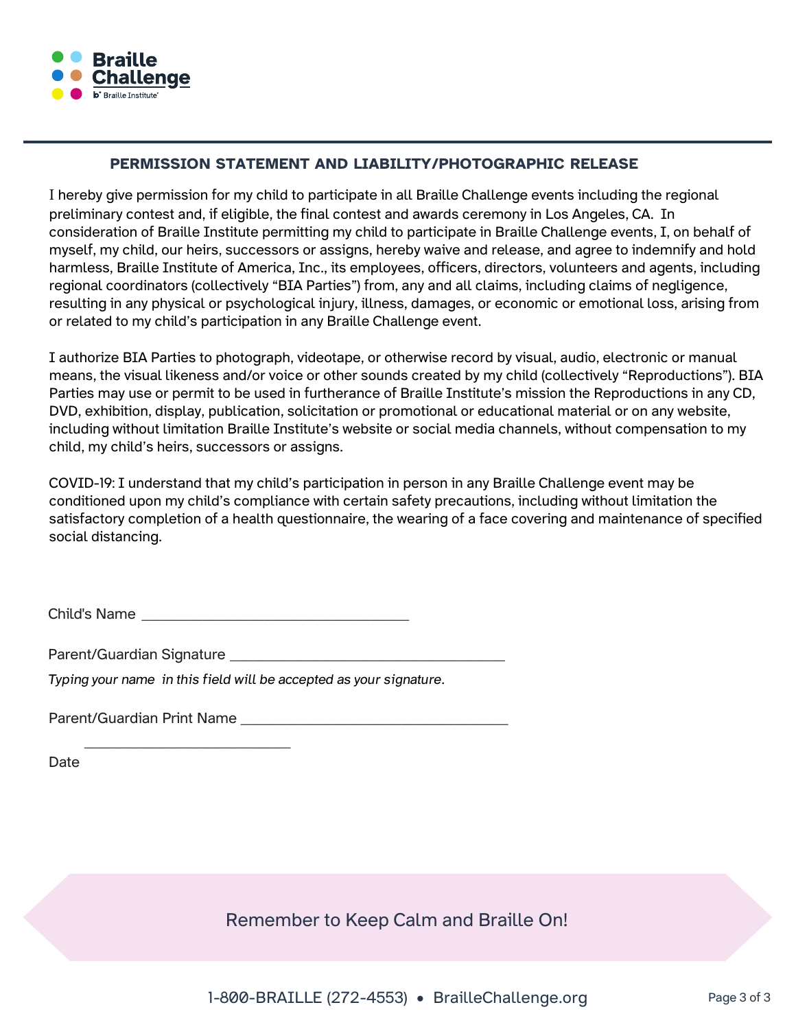## PERMISSION STATEMENT AND LIABILITY/PHOTOGRAPHIC RELEASE

I hereby give permission for my child to participate in all Braille Challenge events including the regional preliminary contest and, if eligible, the final contest and awards ceremony in Los Angeles, CA. In consideration of Braille Institute permitting my child to participate in Braille Challenge events, I, on behalf of myself, my child, our heirs, successors or assigns, hereby waive and release, and agree to indemnify and hold harmless, Braille Institute of America, Inc., its employees, officers, directors, volunteers and agents, including regional coordinators (collectively "BIA Parties") from, any and all claims, including claims of negligence, resulting in any physical or psychological injury, illness, damages, or economic or emotional loss, arising from or related to my child's participation in any Braille Challenge event.

I authorize BIA Parties to photograph, videotape, or otherwise record by visual, audio, electronic or manual means, the visual likeness and/or voice or other sounds created by my child (collectively "Reproductions"). BIA Parties may use or permit to be used in furtherance of Braille Institute's mission the Reproductions in any CD, DVD, exhibition, display, publication, solicitation or promotional or educational material or on any website, including without limitation Braille Institute's website or social media channels, without compensation to my child, my child's heirs, successors or assigns.

COVID-19: I understand that my child's participation in person in any Braille Challenge event may be conditioned upon my child's compliance with certain safety precautions, including without limitation the satisfactory completion of a health questionnaire, the wearing of a face covering and maintenance of specified social distancing.

Child's Name ___________________________________

Parent/Guardian Signature ___________________________________

*Typing your name in this field will be accepted as your signature.*

Parent/Guardian Print Name ___________________________________

___________________________

Date

Remember to Keep Calm and Braille On!

1-800-BRAILLE (272-4553) • BrailleChallenge.org